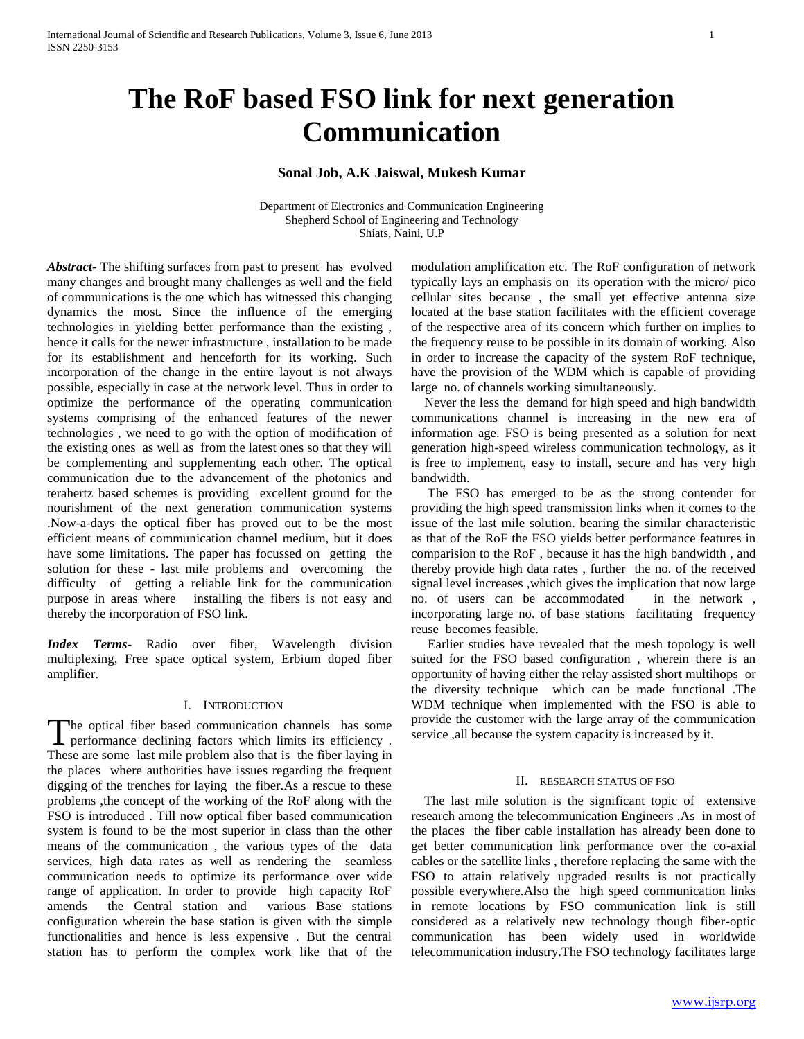# The RoF based FSO link for next generation Communication

**Sonal Job, A.K Jaiswal, Mukesh Kumar**

Department of Electronics and Communication Engineering
Shepherd School of Engineering and Technology
Shiats, Naini, U.P

***Abstract*-** The shifting surfaces from past to present has evolved many changes and brought many challenges as well and the field of communications is the one which has witnessed this changing dynamics the most. Since the influence of the emerging technologies in yielding better performance than the existing , hence it calls for the newer infrastructure , installation to be made for its establishment and henceforth for its working. Such incorporation of the change in the entire layout is not always possible, especially in case at the network level. Thus in order to optimize the performance of the operating communication systems comprising of the enhanced features of the newer technologies , we need to go with the option of modification of the existing ones as well as from the latest ones so that they will be complementing and supplementing each other. The optical communication due to the advancement of the photonics and terahertz based schemes is providing excellent ground for the nourishment of the next generation communication systems .Now-a-days the optical fiber has proved out to be the most efficient means of communication channel medium, but it does have some limitations. The paper has focussed on getting the solution for these - last mile problems and overcoming the difficulty of getting a reliable link for the communication purpose in areas where installing the fibers is not easy and thereby the incorporation of FSO link.

***Index Terms*-** Radio over fiber, Wavelength division multiplexing, Free space optical system, Erbium doped fiber amplifier.

## I. Introduction

The optical fiber based communication channels has some performance declining factors which limits its efficiency . These are some last mile problem also that is the fiber laying in the places where authorities have issues regarding the frequent digging of the trenches for laying the fiber.As a rescue to these problems ,the concept of the working of the RoF along with the FSO is introduced . Till now optical fiber based communication system is found to be the most superior in class than the other means of the communication , the various types of the data services, high data rates as well as rendering the seamless communication needs to optimize its performance over wide range of application. In order to provide high capacity RoF amends the Central station and various Base stations configuration wherein the base station is given with the simple functionalities and hence is less expensive . But the central station has to perform the complex work like that of the modulation amplification etc. The RoF configuration of network typically lays an emphasis on its operation with the micro/ pico cellular sites because , the small yet effective antenna size located at the base station facilitates with the efficient coverage of the respective area of its concern which further on implies to the frequency reuse to be possible in its domain of working. Also in order to increase the capacity of the system RoF technique, have the provision of the WDM which is capable of providing large no. of channels working simultaneously.

Never the less the demand for high speed and high bandwidth communications channel is increasing in the new era of information age. FSO is being presented as a solution for next generation high-speed wireless communication technology, as it is free to implement, easy to install, secure and has very high bandwidth.

The FSO has emerged to be as the strong contender for providing the high speed transmission links when it comes to the issue of the last mile solution. bearing the similar characteristic as that of the RoF the FSO yields better performance features in comparision to the RoF , because it has the high bandwidth , and thereby provide high data rates , further the no. of the received signal level increases ,which gives the implication that now large no. of users can be accommodated in the network , incorporating large no. of base stations facilitating frequency reuse becomes feasible.

Earlier studies have revealed that the mesh topology is well suited for the FSO based configuration , wherein there is an opportunity of having either the relay assisted short multihops or the diversity technique which can be made functional .The WDM technique when implemented with the FSO is able to provide the customer with the large array of the communication service ,all because the system capacity is increased by it.

## II. Research Status of FSO

The last mile solution is the significant topic of extensive research among the telecommunication Engineers .As in most of the places the fiber cable installation has already been done to get better communication link performance over the co-axial cables or the satellite links , therefore replacing the same with the FSO to attain relatively upgraded results is not practically possible everywhere.Also the high speed communication links in remote locations by FSO communication link is still considered as a relatively new technology though fiber-optic communication has been widely used in worldwide telecommunication industry.The FSO technology facilitates large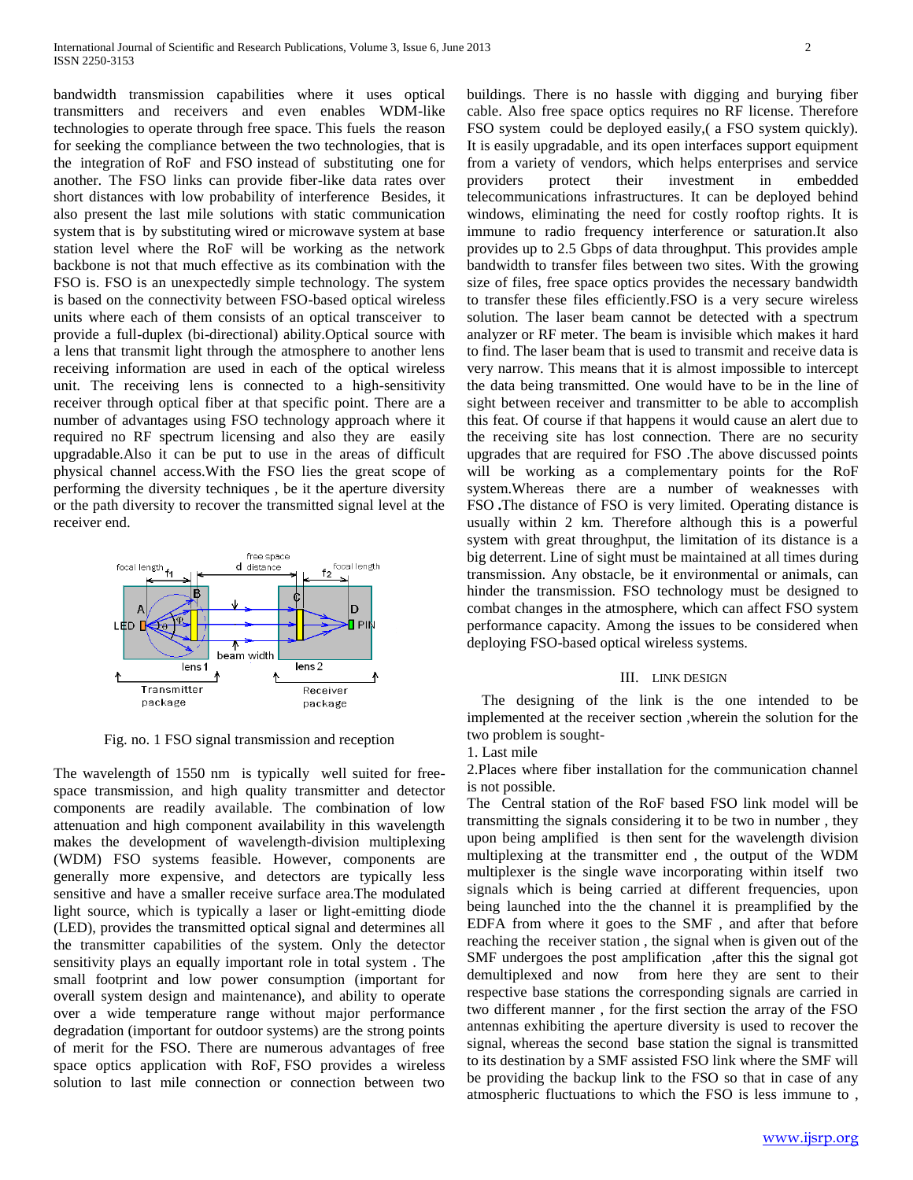bandwidth transmission capabilities where it uses optical transmitters and receivers and even enables WDM-like technologies to operate through free space. This fuels the reason for seeking the compliance between the two technologies, that is the integration of RoF and FSO instead of substituting one for another. The FSO links can provide fiber-like data rates over short distances with low probability of interference Besides, it also present the last mile solutions with static communication system that is by substituting wired or microwave system at base station level where the RoF will be working as the network backbone is not that much effective as its combination with the FSO is. FSO is an unexpectedly simple technology. The system is based on the connectivity between FSO-based optical wireless units where each of them consists of an optical transceiver to provide a full-duplex (bi-directional) ability.Optical source with a lens that transmit light through the atmosphere to another lens receiving information are used in each of the optical wireless unit. The receiving lens is connected to a high-sensitivity receiver through optical fiber at that specific point. There are a number of advantages using FSO technology approach where it required no RF spectrum licensing and also they are easily upgradable.Also it can be put to use in the areas of difficult physical channel access.With the FSO lies the great scope of performing the diversity techniques , be it the aperture diversity or the path diversity to recover the transmitted signal level at the receiver end.

Fig. no. 1 FSO signal transmission and reception

The wavelength of 1550 nm is typically well suited for free-space transmission, and high quality transmitter and detector components are readily available. The combination of low attenuation and high component availability in this wavelength makes the development of wavelength-division multiplexing (WDM) FSO systems feasible. However, components are generally more expensive, and detectors are typically less sensitive and have a smaller receive surface area.The modulated light source, which is typically a laser or light-emitting diode (LED), provides the transmitted optical signal and determines all the transmitter capabilities of the system. Only the detector sensitivity plays an equally important role in total system . The small footprint and low power consumption (important for overall system design and maintenance), and ability to operate over a wide temperature range without major performance degradation (important for outdoor systems) are the strong points of merit for the FSO. There are numerous advantages of free space optics application with RoF, FSO provides a wireless solution to last mile connection or connection between two buildings. There is no hassle with digging and burying fiber cable. Also free space optics requires no RF license. Therefore FSO system could be deployed easily,( a FSO system quickly). It is easily upgradable, and its open interfaces support equipment from a variety of vendors, which helps enterprises and service providers protect their investment in embedded telecommunications infrastructures. It can be deployed behind windows, eliminating the need for costly rooftop rights. It is immune to radio frequency interference or saturation.It also provides up to 2.5 Gbps of data throughput. This provides ample bandwidth to transfer files between two sites. With the growing size of files, free space optics provides the necessary bandwidth to transfer these files efficiently.FSO is a very secure wireless solution. The laser beam cannot be detected with a spectrum analyzer or RF meter. The beam is invisible which makes it hard to find. The laser beam that is used to transmit and receive data is very narrow. This means that it is almost impossible to intercept the data being transmitted. One would have to be in the line of sight between receiver and transmitter to be able to accomplish this feat. Of course if that happens it would cause an alert due to the receiving site has lost connection. There are no security upgrades that are required for FSO .The above discussed points will be working as a complementary points for the RoF system.Whereas there are a number of weaknesses with FSO **.**The distance of FSO is very limited. Operating distance is usually within 2 km. Therefore although this is a powerful system with great throughput, the limitation of its distance is a big deterrent. Line of sight must be maintained at all times during transmission. Any obstacle, be it environmental or animals, can hinder the transmission. FSO technology must be designed to combat changes in the atmosphere, which can affect FSO system performance capacity. Among the issues to be considered when deploying FSO-based optical wireless systems.

## III. LINK DESIGN

The designing of the link is the one intended to be implemented at the receiver section ,wherein the solution for the two problem is sought-

1. Last mile

2.Places where fiber installation for the communication channel is not possible.

The Central station of the RoF based FSO link model will be transmitting the signals considering it to be two in number , they upon being amplified is then sent for the wavelength division multiplexing at the transmitter end , the output of the WDM multiplexer is the single wave incorporating within itself two signals which is being carried at different frequencies, upon being launched into the the channel it is preamplified by the EDFA from where it goes to the SMF , and after that before reaching the receiver station , the signal when is given out of the SMF undergoes the post amplification ,after this the signal got demultiplexed and now from here they are sent to their respective base stations the corresponding signals are carried in two different manner , for the first section the array of the FSO antennas exhibiting the aperture diversity is used to recover the signal, whereas the second base station the signal is transmitted to its destination by a SMF assisted FSO link where the SMF will be providing the backup link to the FSO so that in case of any atmospheric fluctuations to which the FSO is less immune to ,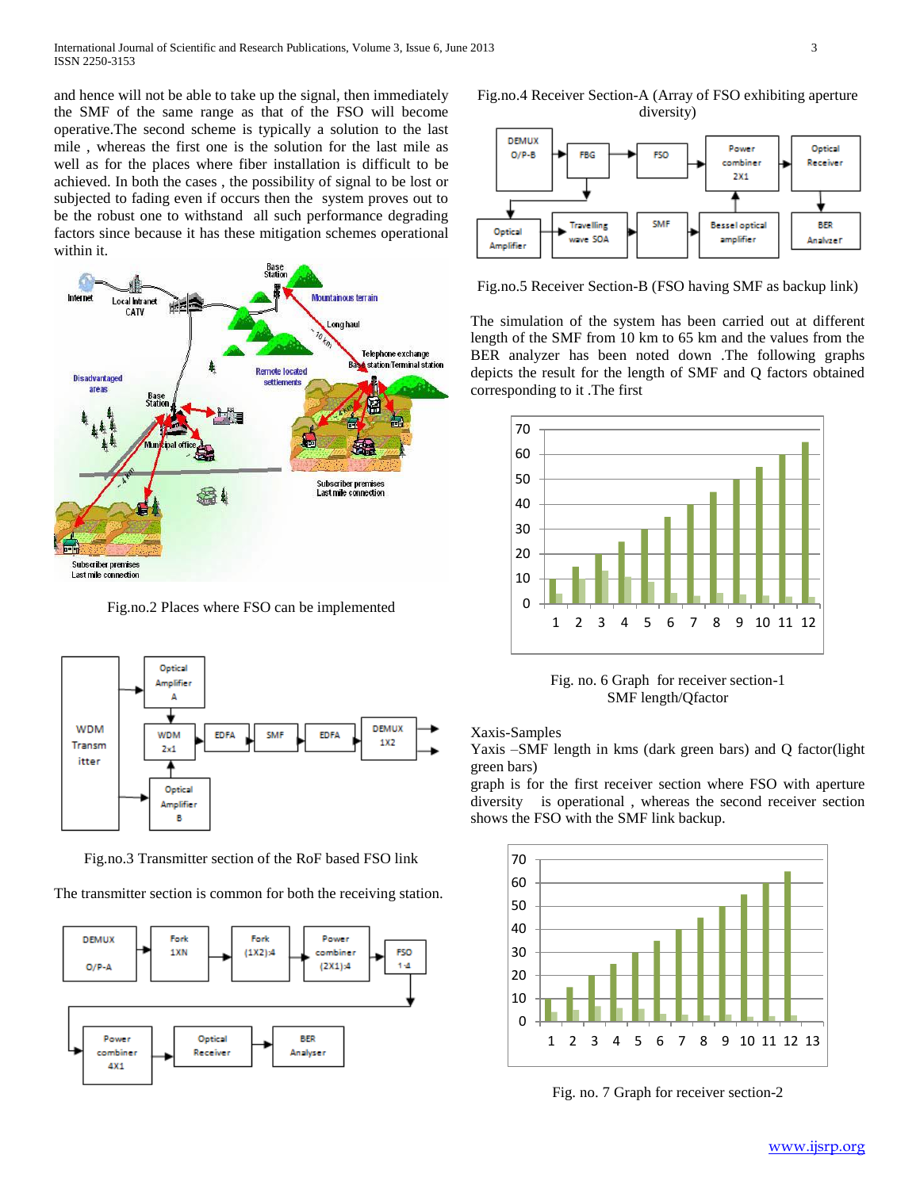and hence will not be able to take up the signal, then immediately the SMF of the same range as that of the FSO will become operative.The second scheme is typically a solution to the last mile , whereas the first one is the solution for the last mile as well as for the places where fiber installation is difficult to be achieved. In both the cases , the possibility of signal to be lost or subjected to fading even if occurs then the system proves out to be the robust one to withstand all such performance degrading factors since because it has these mitigation schemes operational within it.

Fig.no.2 Places where FSO can be implemented

Fig.no.3 Transmitter section of the RoF based FSO link

The transmitter section is common for both the receiving station.

Fig.no.4 Receiver Section-A (Array of FSO exhibiting aperture diversity)

Fig.no.5 Receiver Section-B (FSO having SMF as backup link)

The simulation of the system has been carried out at different length of the SMF from 10 km to 65 km and the values from the BER analyzer has been noted down .The following graphs depicts the result for the length of SMF and Q factors obtained corresponding to it .The first

Fig. no. 6 Graph for receiver section-1
SMF length/Qfactor

Xaxis-Samples
Yaxis –SMF length in kms (dark green bars) and Q factor(light green bars)
graph is for the first receiver section where FSO with aperture diversity is operational , whereas the second receiver section shows the FSO with the SMF link backup.

Fig. no. 7 Graph for receiver section-2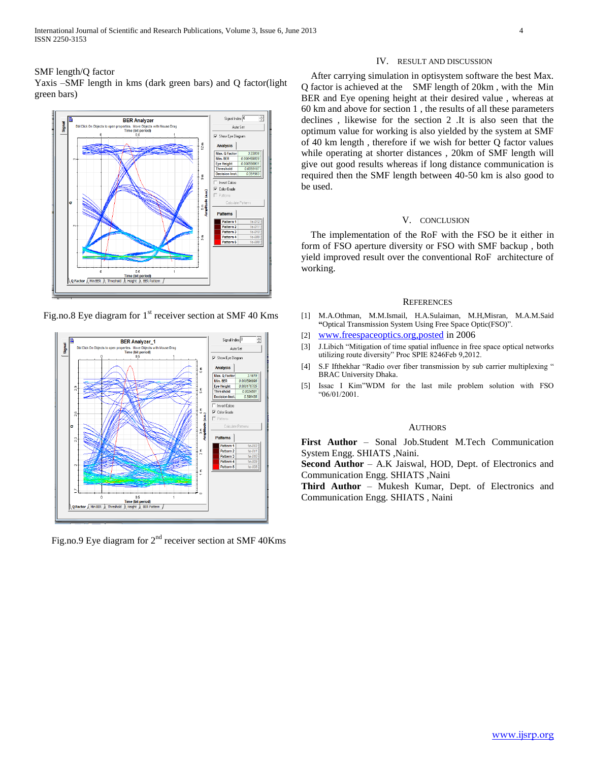SMF length/Q factor

Yaxis –SMF length in kms (dark green bars) and Q factor(light green bars)

Fig.no.8 Eye diagram for 1st receiver section at SMF 40 Kms

Fig.no.9 Eye diagram for 2nd receiver section at SMF 40Kms

## IV. RESULT AND DISCUSSION

After carrying simulation in optisystem software the best Max. Q factor is achieved at the SMF length of 20km , with the Min BER and Eye opening height at their desired value , whereas at 60 km and above for section 1 , the results of all these parameters declines , likewise for the section 2 .It is also seen that the optimum value for working is also yielded by the system at SMF of 40 km length , therefore if we wish for better Q factor values while operating at shorter distances , 20km of SMF length will give out good results whereas if long distance communication is required then the SMF length between 40-50 km is also good to be used.

## V. CONCLUSION

The implementation of the RoF with the FSO be it either in form of FSO aperture diversity or FSO with SMF backup , both yield improved result over the conventional RoF architecture of working.

## REFERENCES

[1] M.A.Othman, M.M.Ismail, H.A.Sulaiman, M.H,Misran, M.A.M.Said "Optical Transmission System Using Free Space Optic(FSO)".

[2] www.freespaceoptics.org,posted in 2006

[3] J.Libich "Mitigation of time spatial influence in free space optical networks utilizing route diversity" Proc SPIE 8246Feb 9,2012.

[4] S.F Ifthekhar "Radio over fiber transmission by sub carrier multiplexing " BRAC University Dhaka.

[5] Issac I Kim"WDM for the last mile problem solution with FSO "06/01/2001.

## AUTHORS

**First Author** – Sonal Job.Student M.Tech Communication System Engg. SHIATS ,Naini.

**Second Author** – A.K Jaiswal, HOD, Dept. of Electronics and Communication Engg. SHIATS ,Naini

**Third Author** – Mukesh Kumar, Dept. of Electronics and Communication Engg. SHIATS , Naini